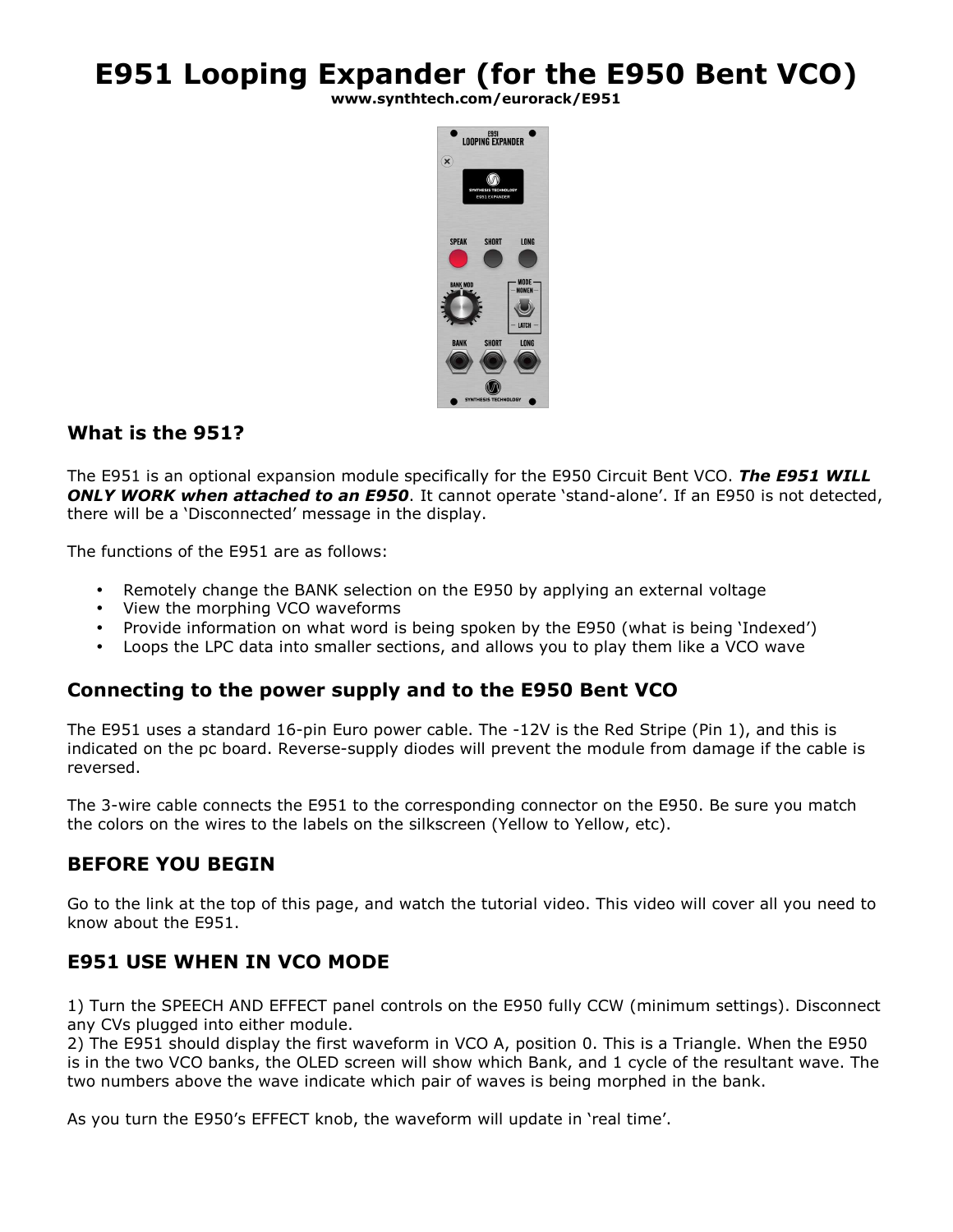# E951 Looping Expander (for the E950 Bent VCO)

**www.synthtech.com/eurorack/E951**

### What is the 951?

The E951 is an optional expansion module specifically for the E950 Circuit Bent VCO. ***The E951 WILL ONLY WORK when attached to an E950***. It cannot operate 'stand-alone'. If an E950 is not detected, there will be a 'Disconnected' message in the display.

The functions of the E951 are as follows:

- Remotely change the BANK selection on the E950 by applying an external voltage
- View the morphing VCO waveforms
- Provide information on what word is being spoken by the E950 (what is being 'Indexed')
- Loops the LPC data into smaller sections, and allows you to play them like a VCO wave

### Connecting to the power supply and to the E950 Bent VCO

The E951 uses a standard 16-pin Euro power cable. The -12V is the Red Stripe (Pin 1), and this is indicated on the pc board. Reverse-supply diodes will prevent the module from damage if the cable is reversed.

The 3-wire cable connects the E951 to the corresponding connector on the E950. Be sure you match the colors on the wires to the labels on the silkscreen (Yellow to Yellow, etc).

### BEFORE YOU BEGIN

Go to the link at the top of this page, and watch the tutorial video. This video will cover all you need to know about the E951.

### E951 USE WHEN IN VCO MODE

1) Turn the SPEECH AND EFFECT panel controls on the E950 fully CCW (minimum settings). Disconnect any CVs plugged into either module.
2) The E951 should display the first waveform in VCO A, position 0. This is a Triangle. When the E950 is in the two VCO banks, the OLED screen will show which Bank, and 1 cycle of the resultant wave. The two numbers above the wave indicate which pair of waves is being morphed in the bank.

As you turn the E950's EFFECT knob, the waveform will update in 'real time'.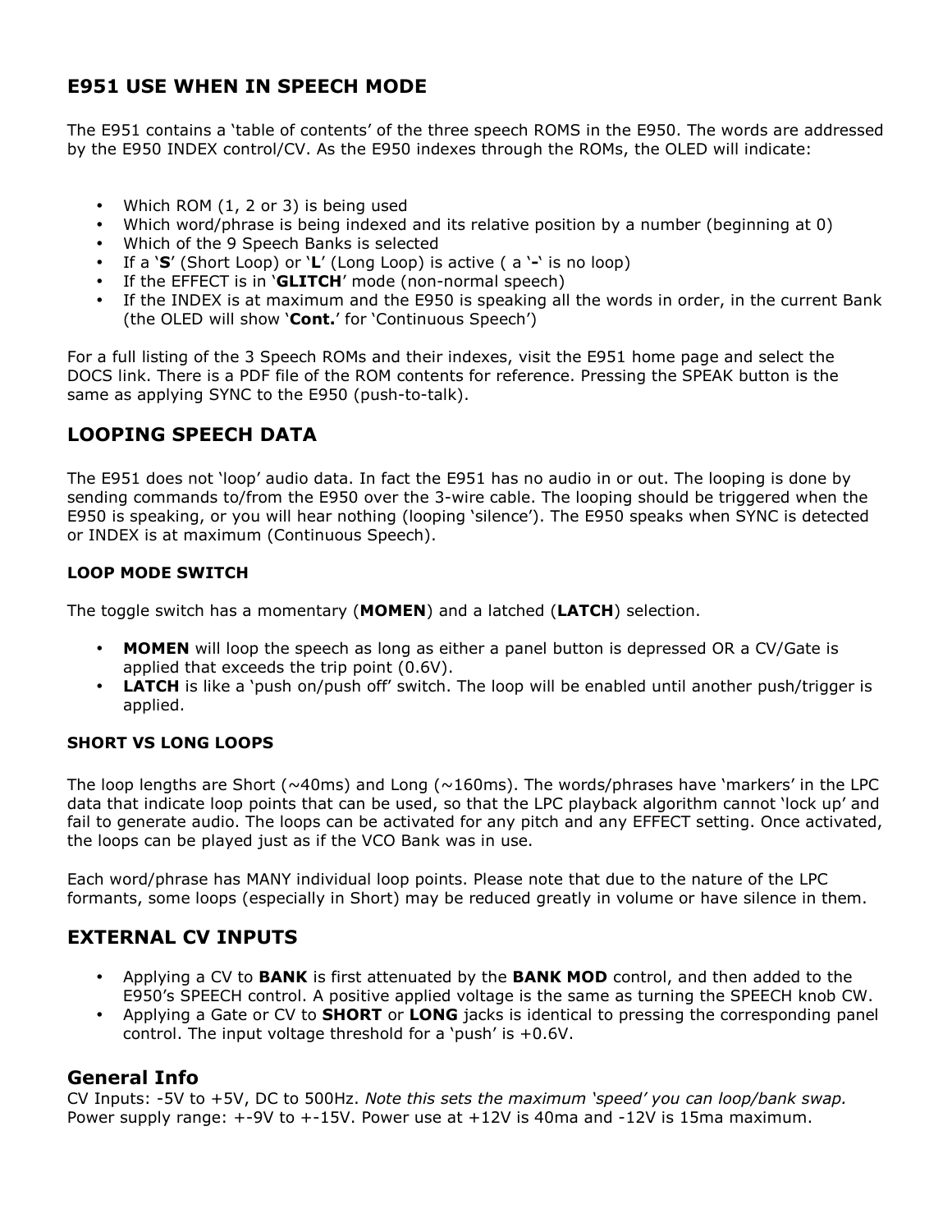## E951 USE WHEN IN SPEECH MODE

The E951 contains a 'table of contents' of the three speech ROMS in the E950. The words are addressed by the E950 INDEX control/CV. As the E950 indexes through the ROMs, the OLED will indicate:

- Which ROM (1, 2 or 3) is being used
- Which word/phrase is being indexed and its relative position by a number (beginning at 0)
- Which of the 9 Speech Banks is selected
- If a '**S**' (Short Loop) or '**L**' (Long Loop) is active ( a '**-**' is no loop)
- If the EFFECT is in '**GLITCH**' mode (non-normal speech)
- If the INDEX is at maximum and the E950 is speaking all the words in order, in the current Bank (the OLED will show '**Cont.**' for 'Continuous Speech')

For a full listing of the 3 Speech ROMs and their indexes, visit the E951 home page and select the DOCS link. There is a PDF file of the ROM contents for reference. Pressing the SPEAK button is the same as applying SYNC to the E950 (push-to-talk).

## LOOPING SPEECH DATA

The E951 does not 'loop' audio data. In fact the E951 has no audio in or out. The looping is done by sending commands to/from the E950 over the 3-wire cable. The looping should be triggered when the E950 is speaking, or you will hear nothing (looping 'silence'). The E950 speaks when SYNC is detected or INDEX is at maximum (Continuous Speech).

#### LOOP MODE SWITCH

The toggle switch has a momentary (**MOMEN**) and a latched (**LATCH**) selection.

- **MOMEN** will loop the speech as long as either a panel button is depressed OR a CV/Gate is applied that exceeds the trip point (0.6V).
- **LATCH** is like a 'push on/push off' switch. The loop will be enabled until another push/trigger is applied.

#### SHORT VS LONG LOOPS

The loop lengths are Short (~40ms) and Long (~160ms). The words/phrases have 'markers' in the LPC data that indicate loop points that can be used, so that the LPC playback algorithm cannot 'lock up' and fail to generate audio. The loops can be activated for any pitch and any EFFECT setting. Once activated, the loops can be played just as if the VCO Bank was in use.

Each word/phrase has MANY individual loop points. Please note that due to the nature of the LPC formants, some loops (especially in Short) may be reduced greatly in volume or have silence in them.

## EXTERNAL CV INPUTS

- Applying a CV to **BANK** is first attenuated by the **BANK MOD** control, and then added to the E950's SPEECH control. A positive applied voltage is the same as turning the SPEECH knob CW.
- Applying a Gate or CV to **SHORT** or **LONG** jacks is identical to pressing the corresponding panel control. The input voltage threshold for a 'push' is +0.6V.

## General Info

CV Inputs: -5V to +5V, DC to 500Hz. *Note this sets the maximum 'speed' you can loop/bank swap.*
Power supply range: +-9V to +-15V. Power use at +12V is 40ma and -12V is 15ma maximum.